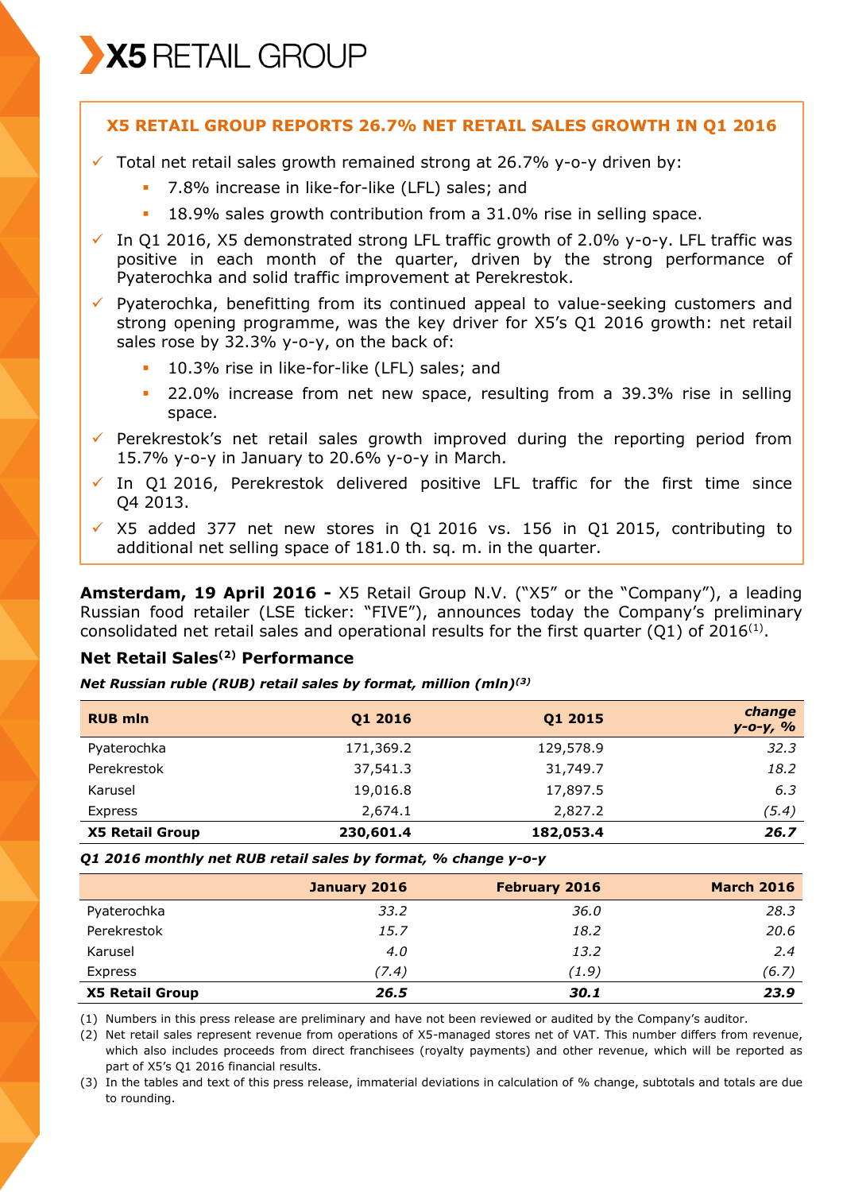# X5 RETAIL GROUP

## X5 RETAIL GROUP REPORTS 26.7% NET RETAIL SALES GROWTH IN Q1 2016

- Total net retail sales growth remained strong at 26.7% y-o-y driven by:
  - 7.8% increase in like-for-like (LFL) sales; and
  - 18.9% sales growth contribution from a 31.0% rise in selling space.
- In Q1 2016, X5 demonstrated strong LFL traffic growth of 2.0% y-o-y. LFL traffic was positive in each month of the quarter, driven by the strong performance of Pyaterochka and solid traffic improvement at Perekrestok.
- Pyaterochka, benefitting from its continued appeal to value-seeking customers and strong opening programme, was the key driver for X5's Q1 2016 growth: net retail sales rose by 32.3% y-o-y, on the back of:
  - 10.3% rise in like-for-like (LFL) sales; and
  - 22.0% increase from net new space, resulting from a 39.3% rise in selling space.
- Perekrestok's net retail sales growth improved during the reporting period from 15.7% y-o-y in January to 20.6% y-o-y in March.
- In Q1 2016, Perekrestok delivered positive LFL traffic for the first time since Q4 2013.
- X5 added 377 net new stores in Q1 2016 vs. 156 in Q1 2015, contributing to additional net selling space of 181.0 th. sq. m. in the quarter.

**Amsterdam, 19 April 2016 -** X5 Retail Group N.V. ("X5" or the "Company"), a leading Russian food retailer (LSE ticker: "FIVE"), announces today the Company's preliminary consolidated net retail sales and operational results for the first quarter (Q1) of 2016[(1)].

### Net Retail Sales[(2)] Performance

***Net Russian ruble (RUB) retail sales by format, million (mln)[(3)]***

| RUB mln | Q1 2016 | Q1 2015 | *change y-o-y, %* |
|---|---|---|---|
| Pyaterochka | 171,369.2 | 129,578.9 | *32.3* |
| Perekrestok | 37,541.3 | 31,749.7 | *18.2* |
| Karusel | 19,016.8 | 17,897.5 | *6.3* |
| Express | 2,674.1 | 2,827.2 | *(5.4)* |
| **X5 Retail Group** | **230,601.4** | **182,053.4** | ***26.7*** |

***Q1 2016 monthly net RUB retail sales by format, % change y-o-y***

| | January 2016 | February 2016 | March 2016 |
|---|---|---|---|
| Pyaterochka | *33.2* | *36.0* | *28.3* |
| Perekrestok | *15.7* | *18.2* | *20.6* |
| Karusel | *4.0* | *13.2* | *2.4* |
| Express | *(7.4)* | *(1.9)* | *(6.7)* |
| **X5 Retail Group** | ***26.5*** | ***30.1*** | ***23.9*** |

(1) Numbers in this press release are preliminary and have not been reviewed or audited by the Company's auditor.

(2) Net retail sales represent revenue from operations of X5-managed stores net of VAT. This number differs from revenue, which also includes proceeds from direct franchisees (royalty payments) and other revenue, which will be reported as part of X5's Q1 2016 financial results.

(3) In the tables and text of this press release, immaterial deviations in calculation of % change, subtotals and totals are due to rounding.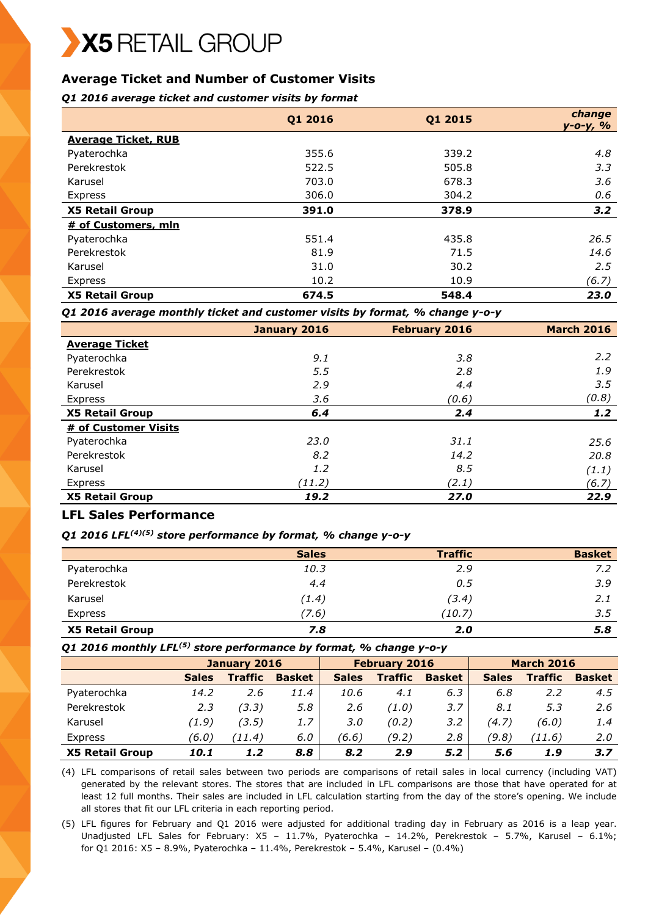## Average Ticket and Number of Customer Visits

***Q1 2016 average ticket and customer visits by format***

| | Q1 2016 | Q1 2015 | *change y-o-y, %* |
|---|---|---|---|
| **Average Ticket, RUB** | | | |
| Pyaterochka | 355.6 | 339.2 | *4.8* |
| Perekrestok | 522.5 | 505.8 | *3.3* |
| Karusel | 703.0 | 678.3 | *3.6* |
| Express | 306.0 | 304.2 | *0.6* |
| **X5 Retail Group** | **391.0** | **378.9** | ***3.2*** |
| **# of Customers, mln** | | | |
| Pyaterochka | 551.4 | 435.8 | *26.5* |
| Perekrestok | 81.9 | 71.5 | *14.6* |
| Karusel | 31.0 | 30.2 | *2.5* |
| Express | 10.2 | 10.9 | *(6.7)* |
| **X5 Retail Group** | **674.5** | **548.4** | ***23.0*** |

***Q1 2016 average monthly ticket and customer visits by format, % change y-o-y***

| | January 2016 | February 2016 | March 2016 |
|---|---|---|---|
| **Average Ticket** | | | |
| Pyaterochka | *9.1* | *3.8* | *2.2* |
| Perekrestok | *5.5* | *2.8* | *1.9* |
| Karusel | *2.9* | *4.4* | *3.5* |
| Express | *3.6* | *(0.6)* | *(0.8)* |
| **X5 Retail Group** | ***6.4*** | ***2.4*** | ***1.2*** |
| **# of Customer Visits** | | | |
| Pyaterochka | *23.0* | *31.1* | *25.6* |
| Perekrestok | *8.2* | *14.2* | *20.8* |
| Karusel | *1.2* | *8.5* | *(1.1)* |
| Express | *(11.2)* | *(2.1)* | *(6.7)* |
| **X5 Retail Group** | ***19.2*** | ***27.0*** | ***22.9*** |

## LFL Sales Performance

***Q1 2016 LFL[(4)(5)] store performance by format, % change y-o-y***

| | Sales | Traffic | Basket |
|---|---|---|---|
| Pyaterochka | *10.3* | *2.9* | *7.2* |
| Perekrestok | *4.4* | *0.5* | *3.9* |
| Karusel | *(1.4)* | *(3.4)* | *2.1* |
| Express | *(7.6)* | *(10.7)* | *3.5* |
| **X5 Retail Group** | ***7.8*** | ***2.0*** | ***5.8*** |

***Q1 2016 monthly LFL[(5)] store performance by format, % change y-o-y***

| | January 2016 | | | February 2016 | | | March 2016 | | |
|---|---|---|---|---|---|---|---|---|---|
| | **Sales** | **Traffic** | **Basket** | **Sales** | **Traffic** | **Basket** | **Sales** | **Traffic** | **Basket** |
| Pyaterochka | *14.2* | *2.6* | *11.4* | *10.6* | *4.1* | *6.3* | *6.8* | *2.2* | *4.5* |
| Perekrestok | *2.3* | *(3.3)* | *5.8* | *2.6* | *(1.0)* | *3.7* | *8.1* | *5.3* | *2.6* |
| Karusel | *(1.9)* | *(3.5)* | *1.7* | *3.0* | *(0.2)* | *3.2* | *(4.7)* | *(6.0)* | *1.4* |
| Express | *(6.0)* | *(11.4)* | *6.0* | *(6.6)* | *(9.2)* | *2.8* | *(9.8)* | *(11.6)* | *2.0* |
| **X5 Retail Group** | ***10.1*** | ***1.2*** | ***8.8*** | ***8.2*** | ***2.9*** | ***5.2*** | ***5.6*** | ***1.9*** | ***3.7*** |

(4) LFL comparisons of retail sales between two periods are comparisons of retail sales in local currency (including VAT) generated by the relevant stores. The stores that are included in LFL comparisons are those that have operated for at least 12 full months. Their sales are included in LFL calculation starting from the day of the store's opening. We include all stores that fit our LFL criteria in each reporting period.

(5) LFL figures for February and Q1 2016 were adjusted for additional trading day in February as 2016 is a leap year. Unadjusted LFL Sales for February: X5 – 11.7%, Pyaterochka – 14.2%, Perekrestok – 5.7%, Karusel – 6.1%; for Q1 2016: X5 – 8.9%, Pyaterochka – 11.4%, Perekrestok – 5.4%, Karusel – (0.4%)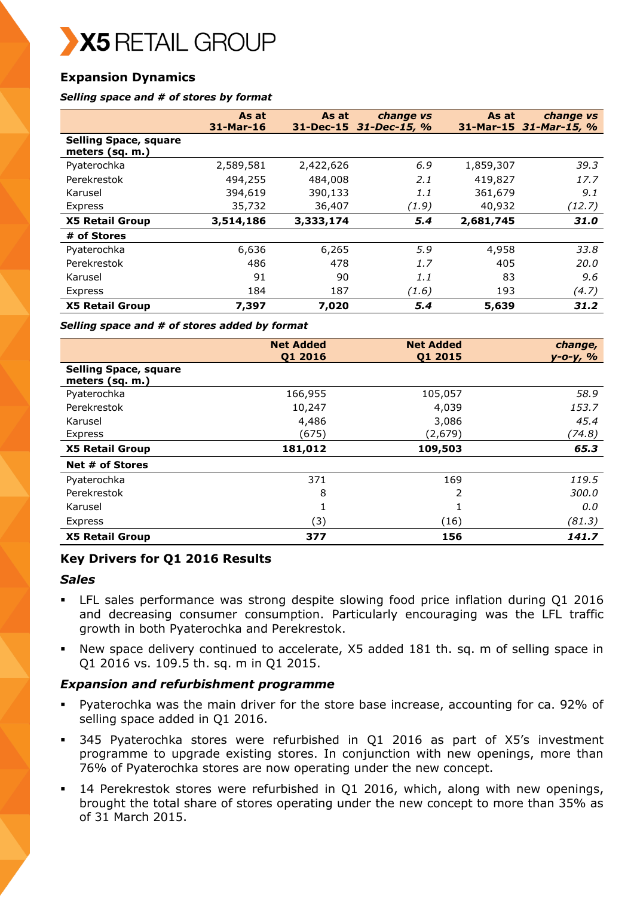## Expansion Dynamics

***Selling space and # of stores by format***

| | As at 31-Mar-16 | As at 31-Dec-15 | *change vs 31-Dec-15, %* | As at 31-Mar-15 | *change vs 31-Mar-15, %* |
|---|---|---|---|---|---|
| **Selling Space, square meters (sq. m.)** | | | | | |
| Pyaterochka | 2,589,581 | 2,422,626 | *6.9* | 1,859,307 | *39.3* |
| Perekrestok | 494,255 | 484,008 | *2.1* | 419,827 | *17.7* |
| Karusel | 394,619 | 390,133 | *1.1* | 361,679 | *9.1* |
| Express | 35,732 | 36,407 | *(1.9)* | 40,932 | *(12.7)* |
| **X5 Retail Group** | **3,514,186** | **3,333,174** | ***5.4*** | **2,681,745** | ***31.0*** |
| **# of Stores** | | | | | |
| Pyaterochka | 6,636 | 6,265 | *5.9* | 4,958 | *33.8* |
| Perekrestok | 486 | 478 | *1.7* | 405 | *20.0* |
| Karusel | 91 | 90 | *1.1* | 83 | *9.6* |
| Express | 184 | 187 | *(1.6)* | 193 | *(4.7)* |
| **X5 Retail Group** | **7,397** | **7,020** | ***5.4*** | **5,639** | ***31.2*** |

***Selling space and # of stores added by format***

| | Net Added Q1 2016 | Net Added Q1 2015 | *change, y-o-y, %* |
|---|---|---|---|
| **Selling Space, square meters (sq. m.)** | | | |
| Pyaterochka | 166,955 | 105,057 | *58.9* |
| Perekrestok | 10,247 | 4,039 | *153.7* |
| Karusel | 4,486 | 3,086 | *45.4* |
| Express | (675) | (2,679) | *(74.8)* |
| **X5 Retail Group** | **181,012** | **109,503** | ***65.3*** |
| **Net # of Stores** | | | |
| Pyaterochka | 371 | 169 | *119.5* |
| Perekrestok | 8 | 2 | *300.0* |
| Karusel | 1 | 1 | *0.0* |
| Express | (3) | (16) | *(81.3)* |
| **X5 Retail Group** | **377** | **156** | ***141.7*** |

## Key Drivers for Q1 2016 Results

### *Sales*

- LFL sales performance was strong despite slowing food price inflation during Q1 2016 and decreasing consumer consumption. Particularly encouraging was the LFL traffic growth in both Pyaterochka and Perekrestok.
- New space delivery continued to accelerate, X5 added 181 th. sq. m of selling space in Q1 2016 vs. 109.5 th. sq. m in Q1 2015.

### *Expansion and refurbishment programme*

- Pyaterochka was the main driver for the store base increase, accounting for ca. 92% of selling space added in Q1 2016.
- 345 Pyaterochka stores were refurbished in Q1 2016 as part of X5's investment programme to upgrade existing stores. In conjunction with new openings, more than 76% of Pyaterochka stores are now operating under the new concept.
- 14 Perekrestok stores were refurbished in Q1 2016, which, along with new openings, brought the total share of stores operating under the new concept to more than 35% as of 31 March 2015.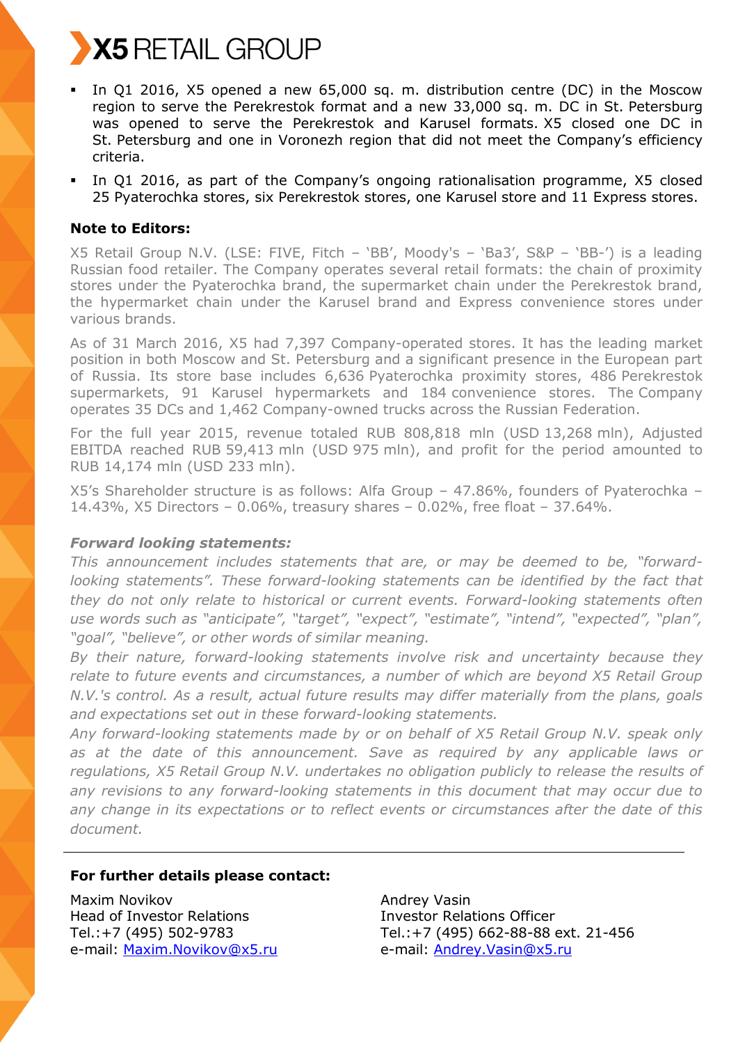- In Q1 2016, X5 opened a new 65,000 sq. m. distribution centre (DC) in the Moscow region to serve the Perekrestok format and a new 33,000 sq. m. DC in St. Petersburg was opened to serve the Perekrestok and Karusel formats. X5 closed one DC in St. Petersburg and one in Voronezh region that did not meet the Company's efficiency criteria.
- In Q1 2016, as part of the Company's ongoing rationalisation programme, X5 closed 25 Pyaterochka stores, six Perekrestok stores, one Karusel store and 11 Express stores.

**Note to Editors:**

X5 Retail Group N.V. (LSE: FIVE, Fitch – 'BB', Moody's – 'Ba3', S&P – 'BB-') is a leading Russian food retailer. The Company operates several retail formats: the chain of proximity stores under the Pyaterochka brand, the supermarket chain under the Perekrestok brand, the hypermarket chain under the Karusel brand and Express convenience stores under various brands.

As of 31 March 2016, X5 had 7,397 Company-operated stores. It has the leading market position in both Moscow and St. Petersburg and a significant presence in the European part of Russia. Its store base includes 6,636 Pyaterochka proximity stores, 486 Perekrestok supermarkets, 91 Karusel hypermarkets and 184 convenience stores. The Company operates 35 DCs and 1,462 Company-owned trucks across the Russian Federation.

For the full year 2015, revenue totaled RUB 808,818 mln (USD 13,268 mln), Adjusted EBITDA reached RUB 59,413 mln (USD 975 mln), and profit for the period amounted to RUB 14,174 mln (USD 233 mln).

X5's Shareholder structure is as follows: Alfa Group – 47.86%, founders of Pyaterochka – 14.43%, X5 Directors – 0.06%, treasury shares – 0.02%, free float – 37.64%.

***Forward looking statements:***

*This announcement includes statements that are, or may be deemed to be, "forward-looking statements". These forward-looking statements can be identified by the fact that they do not only relate to historical or current events. Forward-looking statements often use words such as "anticipate", "target", "expect", "estimate", "intend", "expected", "plan", "goal", "believe", or other words of similar meaning.*

*By their nature, forward-looking statements involve risk and uncertainty because they relate to future events and circumstances, a number of which are beyond X5 Retail Group N.V.'s control. As a result, actual future results may differ materially from the plans, goals and expectations set out in these forward-looking statements.*

*Any forward-looking statements made by or on behalf of X5 Retail Group N.V. speak only as at the date of this announcement. Save as required by any applicable laws or regulations, X5 Retail Group N.V. undertakes no obligation publicly to release the results of any revisions to any forward-looking statements in this document that may occur due to any change in its expectations or to reflect events or circumstances after the date of this document.*

---

**For further details please contact:**

Maxim Novikov
Head of Investor Relations
Tel.:+7 (495) 502-9783
e-mail: Maxim.Novikov@x5.ru

Andrey Vasin
Investor Relations Officer
Tel.:+7 (495) 662-88-88 ext. 21-456
e-mail: Andrey.Vasin@x5.ru